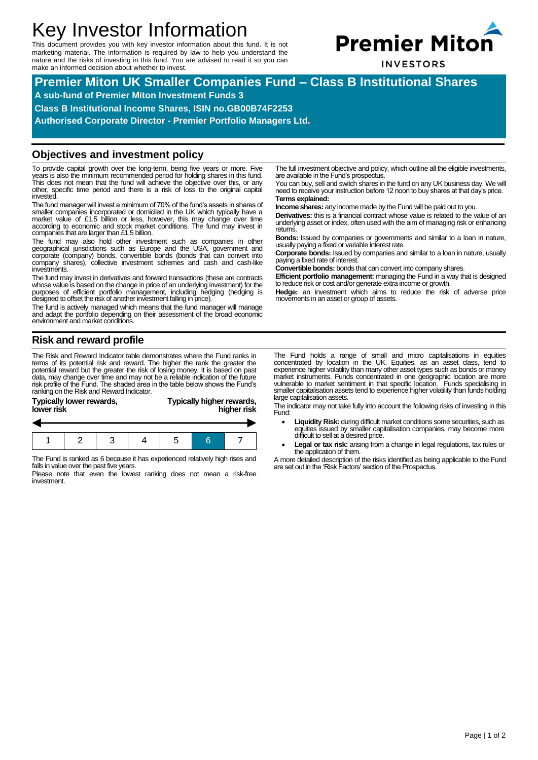# Key Investor Information

This document provides you with key investor information about this fund. It is not marketing material. The information is required by law to help you understand the nature and the risks of investing in this fund. You are advised to read it so you can make an informed decision about whether to invest.

**Premier Miton**
INVESTORS

## Premier Miton UK Smaller Companies Fund – Class B Institutional Shares

**A sub-fund of Premier Miton Investment Funds 3**

**Class B Institutional Income Shares, ISIN no.GB00B74F2253**

**Authorised Corporate Director - Premier Portfolio Managers Ltd.**

## Objectives and investment policy

To provide capital growth over the long-term, being five years or more. Five years is also the minimum recommended period for holding shares in this fund. This does not mean that the fund will achieve the objective over this, or any other, specific time period and there is a risk of loss to the original capital invested.

The fund manager will invest a minimum of 70% of the fund's assets in shares of smaller companies incorporated or domiciled in the UK which typically have a market value of £1.5 billion or less, however, this may change over time according to economic and stock market conditions. The fund may invest in companies that are larger than £1.5 billion.

The fund may also hold other investment such as companies in other geographical jurisdictions such as Europe and the USA, government and corporate (company) bonds, convertible bonds (bonds that can convert into company shares), collective investment schemes and cash and cash-like investments.

The fund may invest in derivatives and forward transactions (these are contracts whose value is based on the change in price of an underlying investment) for the purposes of efficient portfolio management, including hedging (hedging is designed to offset the risk of another investment falling in price).

The fund is actively managed which means that the fund manager will manage and adapt the portfolio depending on their assessment of the broad economic environment and market conditions.

The full investment objective and policy, which outline all the eligible investments, are available in the Fund's prospectus.

You can buy, sell and switch shares in the fund on any UK business day. We will need to receive your instruction before 12 noon to buy shares at that day's price.

**Terms explained:**

**Income shares:** any income made by the Fund will be paid out to you.

**Derivatives:** this is a financial contract whose value is related to the value of an underlying asset or index, often used with the aim of managing risk or enhancing returns.

**Bonds:** Issued by companies or governments and similar to a loan in nature, usually paying a fixed or variable interest rate.

**Corporate bonds:** Issued by companies and similar to a loan in nature, usually paying a fixed rate of interest.

**Convertible bonds:** bonds that can convert into company shares.

**Efficient portfolio management:** managing the Fund in a way that is designed to reduce risk or cost and/or generate extra income or growth.

**Hedge:** an investment which aims to reduce the risk of adverse price movements in an asset or group of assets.

## Risk and reward profile

The Risk and Reward Indicator table demonstrates where the Fund ranks in terms of its potential risk and reward. The higher the rank the greater the potential reward but the greater the risk of losing money. It is based on past data, may change over time and may not be a reliable indication of the future risk profile of the Fund. The shaded area in the table below shows the Fund's ranking on the Risk and Reward Indicator.

**Typically lower rewards, lower risk** — **Typically higher rewards, higher risk**

| 1 | 2 | 3 | 4 | 5 | **6** | 7 |
|---|---|---|---|---|---|---|

The Fund is ranked as 6 because it has experienced relatively high rises and falls in value over the past five years.

Please note that even the lowest ranking does not mean a risk-free investment.

The Fund holds a range of small and micro capitalisations in equities concentrated by location in the UK. Equities, as an asset class, tend to experience higher volatility than many other asset types such as bonds or money market instruments. Funds concentrated in one geographic location are more vulnerable to market sentiment in that specific location. Funds specialising in smaller capitalisation assets tend to experience higher volatility than funds holding large capitalisation assets.

The indicator may not take fully into account the following risks of investing in this Fund:

- **Liquidity Risk:** during difficult market conditions some securities, such as equities issued by smaller capitalisation companies, may become more difficult to sell at a desired price.
- **Legal or tax risk:** arising from a change in legal regulations, tax rules or the application of them.

A more detailed description of the risks identified as being applicable to the Fund are set out in the 'Risk Factors' section of the Prospectus.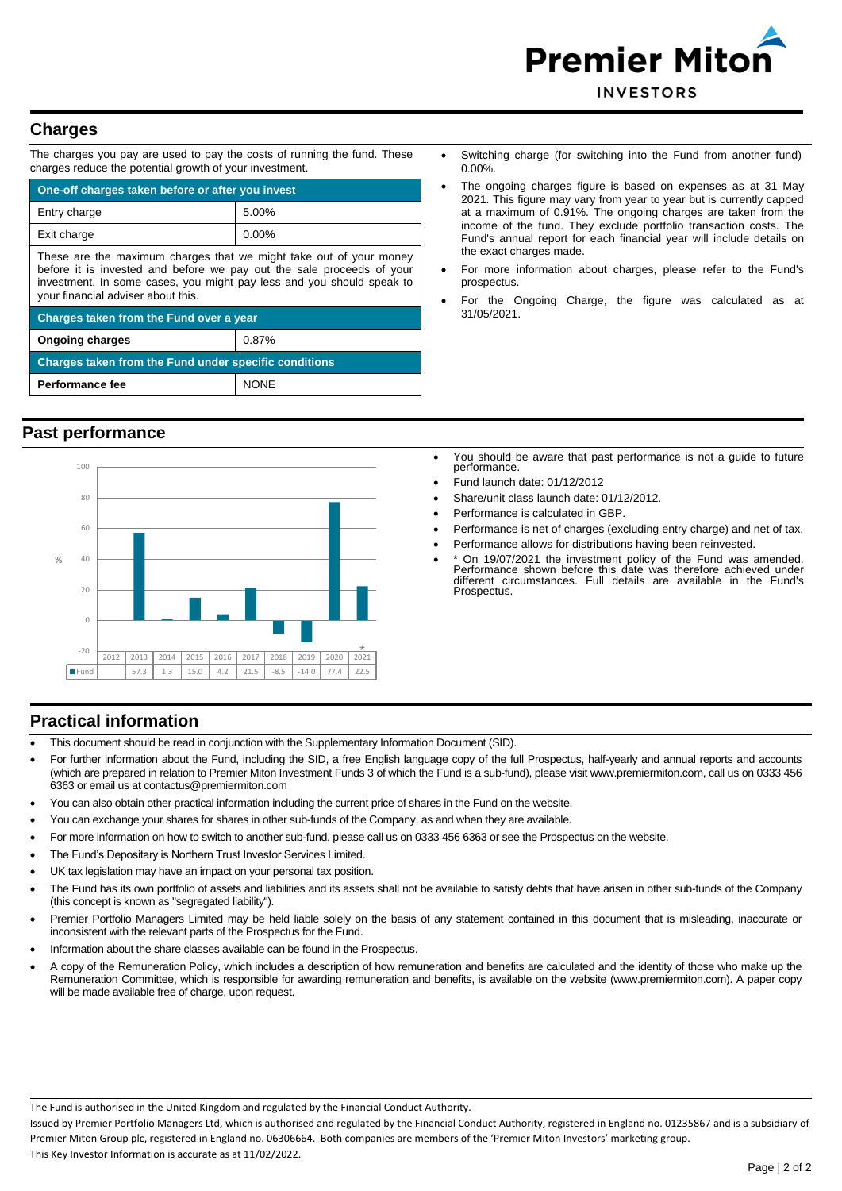## Charges

The charges you pay are used to pay the costs of running the fund. These charges reduce the potential growth of your investment.

| One-off charges taken before or after you invest | |
|---|---|
| Entry charge | 5.00% |
| Exit charge | 0.00% |
| These are the maximum charges that we might take out of your money before it is invested and before we pay out the sale proceeds of your investment. In some cases, you might pay less and you should speak to your financial adviser about this. | |
| **Charges taken from the Fund over a year** | |
| **Ongoing charges** | 0.87% |
| **Charges taken from the Fund under specific conditions** | |
| **Performance fee** | NONE |

- Switching charge (for switching into the Fund from another fund) 0.00%.
- The ongoing charges figure is based on expenses as at 31 May 2021. This figure may vary from year to year but is currently capped at a maximum of 0.91%. The ongoing charges are taken from the income of the fund. They exclude portfolio transaction costs. The Fund's annual report for each financial year will include details on the exact charges made.
- For more information about charges, please refer to the Fund's prospectus.
- For the Ongoing Charge, the figure was calculated as at 31/05/2021.

## Past performance

100
80
60
%
40
20
0
-20

2012 2013 2014 2015 2016 2017 2018 2019 2020 2021*

Fund: 57.3 1.3 15.0 4.2 21.5 -8.5 -14.0 77.4 22.5

- You should be aware that past performance is not a guide to future performance.
- Fund launch date: 01/12/2012
- Share/unit class launch date: 01/12/2012.
- Performance is calculated in GBP.
- Performance is net of charges (excluding entry charge) and net of tax.
- Performance allows for distributions having been reinvested.
- * On 19/07/2021 the investment policy of the Fund was amended. Performance shown before this date was therefore achieved under different circumstances. Full details are available in the Fund's Prospectus.

## Practical information

- This document should be read in conjunction with the Supplementary Information Document (SID).
- For further information about the Fund, including the SID, a free English language copy of the full Prospectus, half-yearly and annual reports and accounts (which are prepared in relation to Premier Miton Investment Funds 3 of which the Fund is a sub-fund), please visit www.premiermiton.com, call us on 0333 456 6363 or email us at contactus@premiermiton.com
- You can also obtain other practical information including the current price of shares in the Fund on the website.
- You can exchange your shares for shares in other sub-funds of the Company, as and when they are available.
- For more information on how to switch to another sub-fund, please call us on 0333 456 6363 or see the Prospectus on the website.
- The Fund's Depositary is Northern Trust Investor Services Limited.
- UK tax legislation may have an impact on your personal tax position.
- The Fund has its own portfolio of assets and liabilities and its assets shall not be available to satisfy debts that have arisen in other sub-funds of the Company (this concept is known as "segregated liability").
- Premier Portfolio Managers Limited may be held liable solely on the basis of any statement contained in this document that is misleading, inaccurate or inconsistent with the relevant parts of the Prospectus for the Fund.
- Information about the share classes available can be found in the Prospectus.
- A copy of the Remuneration Policy, which includes a description of how remuneration and benefits are calculated and the identity of those who make up the Remuneration Committee, which is responsible for awarding remuneration and benefits, is available on the website (www.premiermiton.com). A paper copy will be made available free of charge, upon request.

The Fund is authorised in the United Kingdom and regulated by the Financial Conduct Authority.

Issued by Premier Portfolio Managers Ltd, which is authorised and regulated by the Financial Conduct Authority, registered in England no. 01235867 and is a subsidiary of Premier Miton Group plc, registered in England no. 06306664. Both companies are members of the 'Premier Miton Investors' marketing group.

This Key Investor Information is accurate as at 11/02/2022.